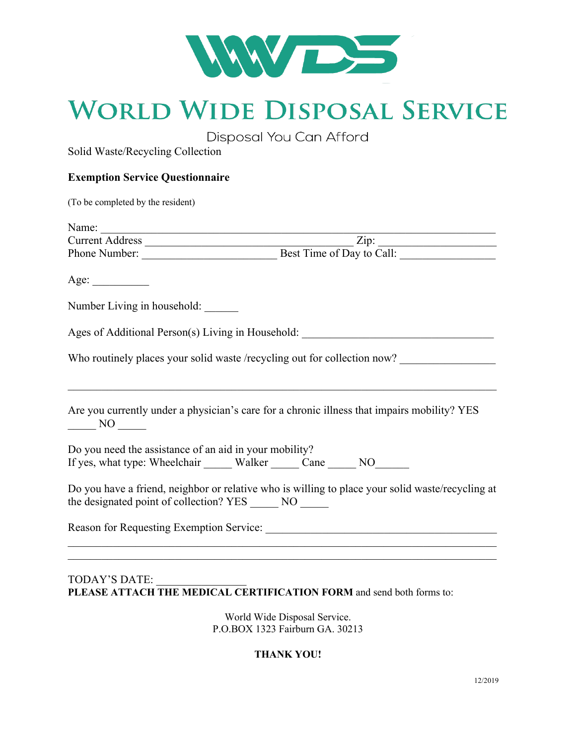# World Wide Disposal Service

Disposal You Can Afford

Solid Waste/Recycling Collection

**Exemption Service Questionnaire**

(To be completed by the resident)

Name: ___________________________________________________________________

Current Address ________________________________________ Zip: _____________________

Phone Number: ________________________ Best Time of Day to Call: _________________

Age: __________

Number Living in household: ______

Ages of Additional Person(s) Living in Household: __________________________________

Who routinely places your solid waste /recycling out for collection now? ________________

_____________________________________________________________________________

Are you currently under a physician's care for a chronic illness that impairs mobility? YES _____ NO _____

Do you need the assistance of an aid in your mobility?
If yes, what type: Wheelchair _____ Walker _____ Cane _____ NO______

Do you have a friend, neighbor or relative who is willing to place your solid waste/recycling at the designated point of collection? YES _____ NO _____

Reason for Requesting Exemption Service: _________________________________________

_____________________________________________________________________________

_____________________________________________________________________________

TODAY'S DATE: ________________

**PLEASE ATTACH THE MEDICAL CERTIFICATION FORM** and send both forms to:

World Wide Disposal Service.
P.O.BOX 1323 Fairburn GA. 30213

**THANK YOU!**

12/2019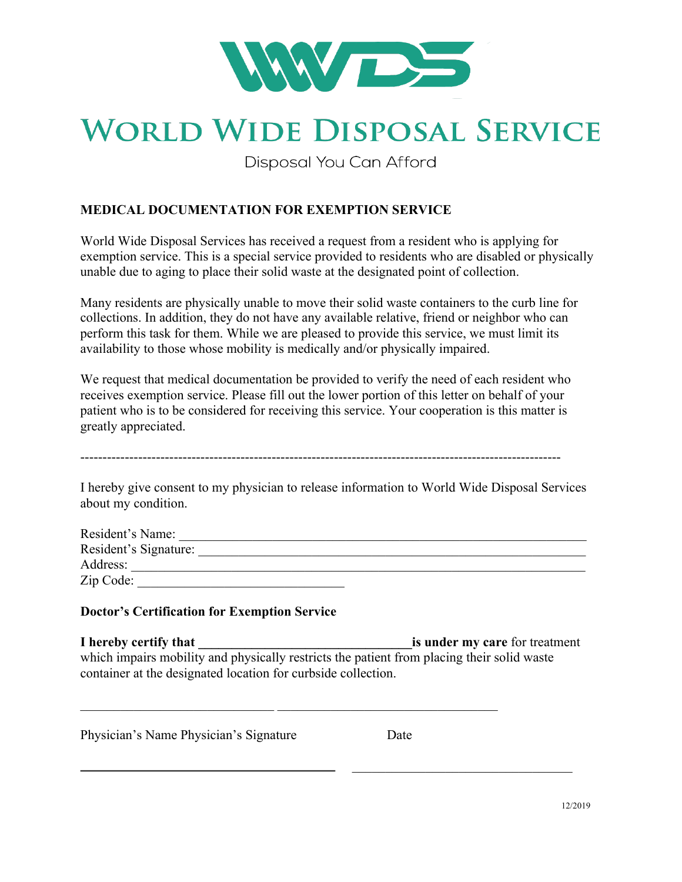# WWDS

# WORLD WIDE DISPOSAL SERVICE

Disposal You Can Afford

**MEDICAL DOCUMENTATION FOR EXEMPTION SERVICE**

World Wide Disposal Services has received a request from a resident who is applying for exemption service. This is a special service provided to residents who are disabled or physically unable due to aging to place their solid waste at the designated point of collection.

Many residents are physically unable to move their solid waste containers to the curb line for collections. In addition, they do not have any available relative, friend or neighbor who can perform this task for them. While we are pleased to provide this service, we must limit its availability to those whose mobility is medically and/or physically impaired.

We request that medical documentation be provided to verify the need of each resident who receives exemption service. Please fill out the lower portion of this letter on behalf of your patient who is to be considered for receiving this service. Your cooperation is this matter is greatly appreciated.

---

I hereby give consent to my physician to release information to World Wide Disposal Services about my condition.

Resident's Name: ______________________________________________

Resident's Signature: ___________________________________________

Address: _____________________________________________________

Zip Code: ____________________________

**Doctor's Certification for Exemption Service**

**I hereby certify that ____________________________is under my care** for treatment which impairs mobility and physically restricts the patient from placing their solid waste container at the designated location for curbside collection.

____________________________ ________________________________

Physician's Name Physician's Signature Date

____________________________ ________________________________

12/2019